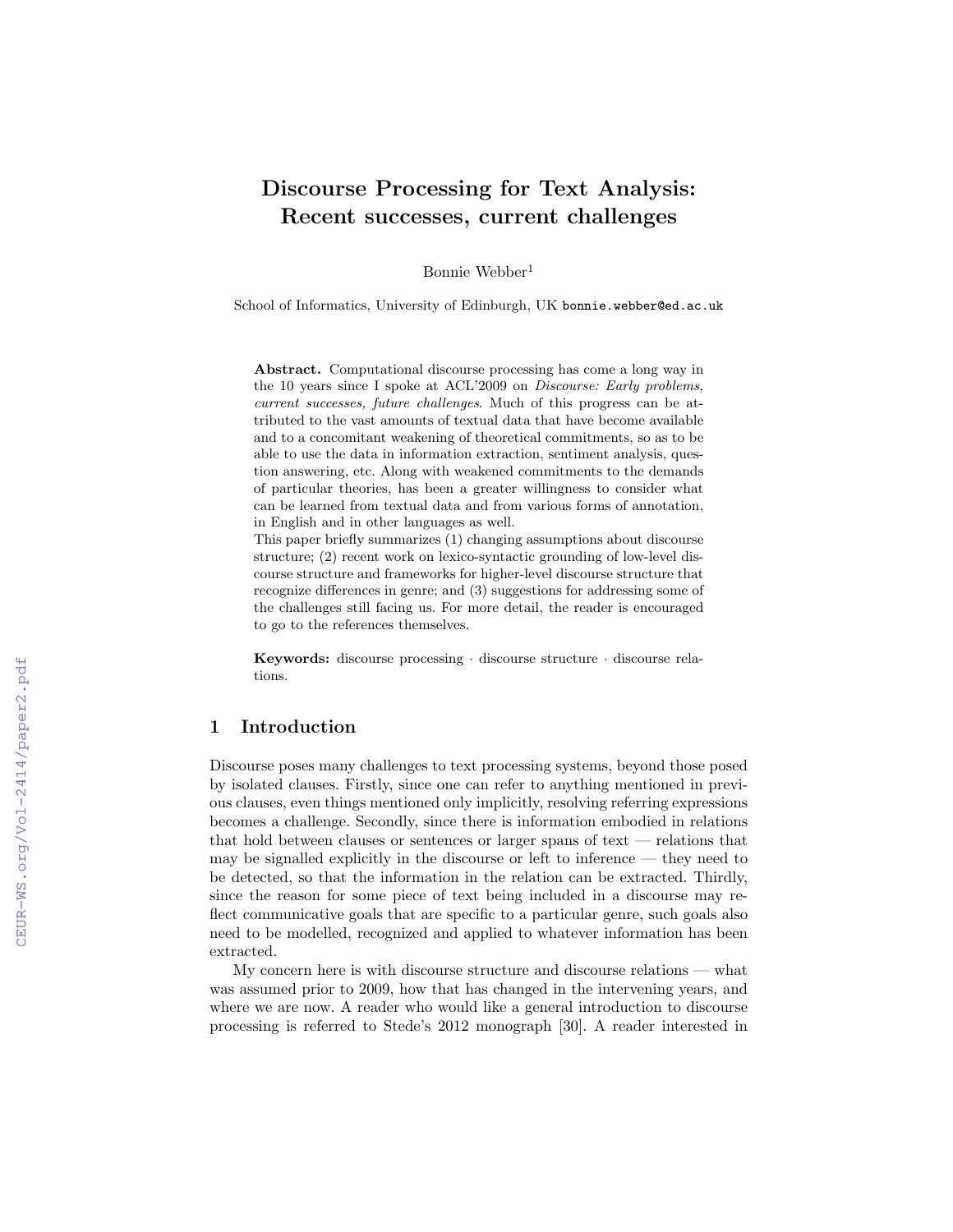# Discourse Processing for Text Analysis: Recent successes, current challenges

Bonnie Webber[1]

School of Informatics, University of Edinburgh, UK bonnie.webber@ed.ac.uk

**Abstract.** Computational discourse processing has come a long way in the 10 years since I spoke at ACL'2009 on *Discourse: Early problems, current successes, future challenges*. Much of this progress can be attributed to the vast amounts of textual data that have become available and to a concomitant weakening of theoretical commitments, so as to be able to use the data in information extraction, sentiment analysis, question answering, etc. Along with weakened commitments to the demands of particular theories, has been a greater willingness to consider what can be learned from textual data and from various forms of annotation, in English and in other languages as well.
This paper briefly summarizes (1) changing assumptions about discourse structure; (2) recent work on lexico-syntactic grounding of low-level discourse structure and frameworks for higher-level discourse structure that recognize differences in genre; and (3) suggestions for addressing some of the challenges still facing us. For more detail, the reader is encouraged to go to the references themselves.

**Keywords:** discourse processing · discourse structure · discourse relations.

## 1 Introduction

Discourse poses many challenges to text processing systems, beyond those posed by isolated clauses. Firstly, since one can refer to anything mentioned in previous clauses, even things mentioned only implicitly, resolving referring expressions becomes a challenge. Secondly, since there is information embodied in relations that hold between clauses or sentences or larger spans of text — relations that may be signalled explicitly in the discourse or left to inference — they need to be detected, so that the information in the relation can be extracted. Thirdly, since the reason for some piece of text being included in a discourse may reflect communicative goals that are specific to a particular genre, such goals also need to be modelled, recognized and applied to whatever information has been extracted.

My concern here is with discourse structure and discourse relations — what was assumed prior to 2009, how that has changed in the intervening years, and where we are now. A reader who would like a general introduction to discourse processing is referred to Stede's 2012 monograph [30]. A reader interested in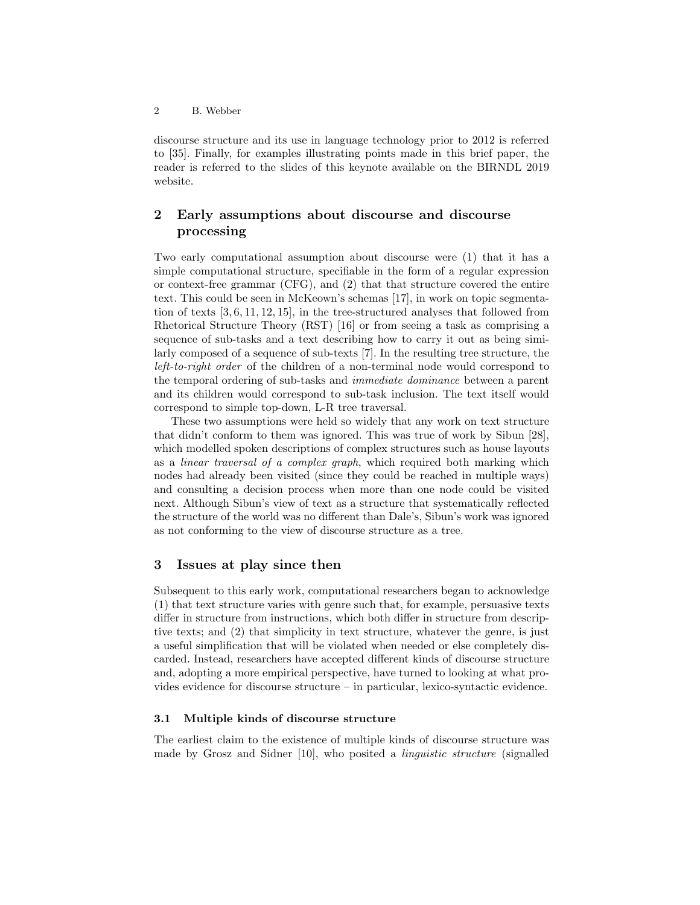discourse structure and its use in language technology prior to 2012 is referred to [35]. Finally, for examples illustrating points made in this brief paper, the reader is referred to the slides of this keynote available on the BIRNDL 2019 website.

## 2 Early assumptions about discourse and discourse processing

Two early computational assumption about discourse were (1) that it has a simple computational structure, specifiable in the form of a regular expression or context-free grammar (CFG), and (2) that that structure covered the entire text. This could be seen in McKeown's schemas [17], in work on topic segmentation of texts [3, 6, 11, 12, 15], in the tree-structured analyses that followed from Rhetorical Structure Theory (RST) [16] or from seeing a task as comprising a sequence of sub-tasks and a text describing how to carry it out as being similarly composed of a sequence of sub-texts [7]. In the resulting tree structure, the *left-to-right order* of the children of a non-terminal node would correspond to the temporal ordering of sub-tasks and *immediate dominance* between a parent and its children would correspond to sub-task inclusion. The text itself would correspond to simple top-down, L-R tree traversal.

These two assumptions were held so widely that any work on text structure that didn't conform to them was ignored. This was true of work by Sibun [28], which modelled spoken descriptions of complex structures such as house layouts as a *linear traversal of a complex graph*, which required both marking which nodes had already been visited (since they could be reached in multiple ways) and consulting a decision process when more than one node could be visited next. Although Sibun's view of text as a structure that systematically reflected the structure of the world was no different than Dale's, Sibun's work was ignored as not conforming to the view of discourse structure as a tree.

## 3 Issues at play since then

Subsequent to this early work, computational researchers began to acknowledge (1) that text structure varies with genre such that, for example, persuasive texts differ in structure from instructions, which both differ in structure from descriptive texts; and (2) that simplicity in text structure, whatever the genre, is just a useful simplification that will be violated when needed or else completely discarded. Instead, researchers have accepted different kinds of discourse structure and, adopting a more empirical perspective, have turned to looking at what provides evidence for discourse structure – in particular, lexico-syntactic evidence.

### 3.1 Multiple kinds of discourse structure

The earliest claim to the existence of multiple kinds of discourse structure was made by Grosz and Sidner [10], who posited a *linguistic structure* (signalled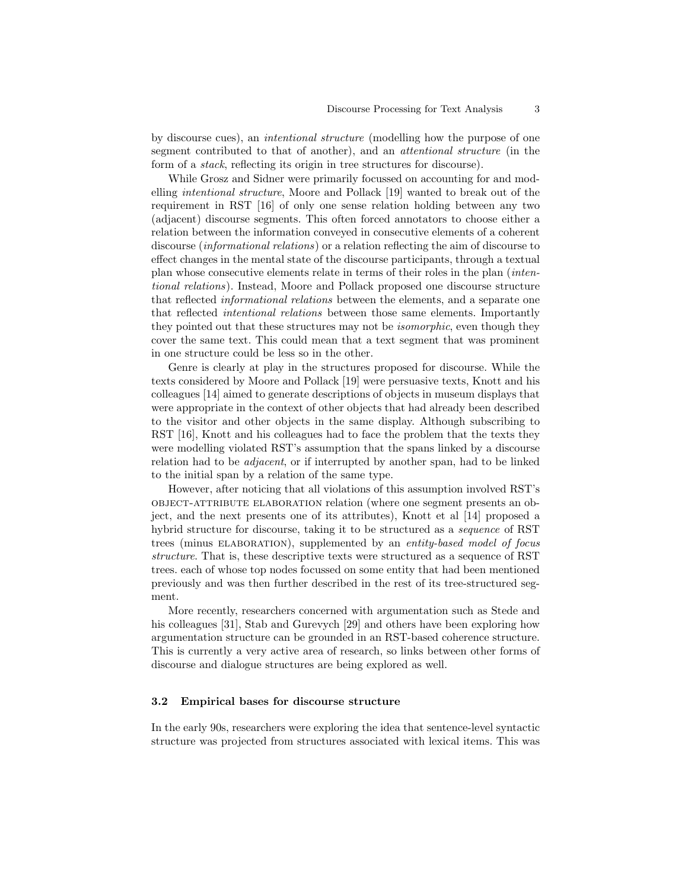by discourse cues), an *intentional structure* (modelling how the purpose of one segment contributed to that of another), and an *attentional structure* (in the form of a *stack*, reflecting its origin in tree structures for discourse).

While Grosz and Sidner were primarily focussed on accounting for and modelling *intentional structure*, Moore and Pollack [19] wanted to break out of the requirement in RST [16] of only one sense relation holding between any two (adjacent) discourse segments. This often forced annotators to choose either a relation between the information conveyed in consecutive elements of a coherent discourse (*informational relations*) or a relation reflecting the aim of discourse to effect changes in the mental state of the discourse participants, through a textual plan whose consecutive elements relate in terms of their roles in the plan (*intentional relations*). Instead, Moore and Pollack proposed one discourse structure that reflected *informational relations* between the elements, and a separate one that reflected *intentional relations* between those same elements. Importantly they pointed out that these structures may not be *isomorphic*, even though they cover the same text. This could mean that a text segment that was prominent in one structure could be less so in the other.

Genre is clearly at play in the structures proposed for discourse. While the texts considered by Moore and Pollack [19] were persuasive texts, Knott and his colleagues [14] aimed to generate descriptions of objects in museum displays that were appropriate in the context of other objects that had already been described to the visitor and other objects in the same display. Although subscribing to RST [16], Knott and his colleagues had to face the problem that the texts they were modelling violated RST's assumption that the spans linked by a discourse relation had to be *adjacent*, or if interrupted by another span, had to be linked to the initial span by a relation of the same type.

However, after noticing that all violations of this assumption involved RST's OBJECT-ATTRIBUTE ELABORATION relation (where one segment presents an object, and the next presents one of its attributes), Knott et al [14] proposed a hybrid structure for discourse, taking it to be structured as a *sequence* of RST trees (minus ELABORATION), supplemented by an *entity-based model of focus structure*. That is, these descriptive texts were structured as a sequence of RST trees. each of whose top nodes focussed on some entity that had been mentioned previously and was then further described in the rest of its tree-structured segment.

More recently, researchers concerned with argumentation such as Stede and his colleagues [31], Stab and Gurevych [29] and others have been exploring how argumentation structure can be grounded in an RST-based coherence structure. This is currently a very active area of research, so links between other forms of discourse and dialogue structures are being explored as well.

### 3.2 Empirical bases for discourse structure

In the early 90s, researchers were exploring the idea that sentence-level syntactic structure was projected from structures associated with lexical items. This was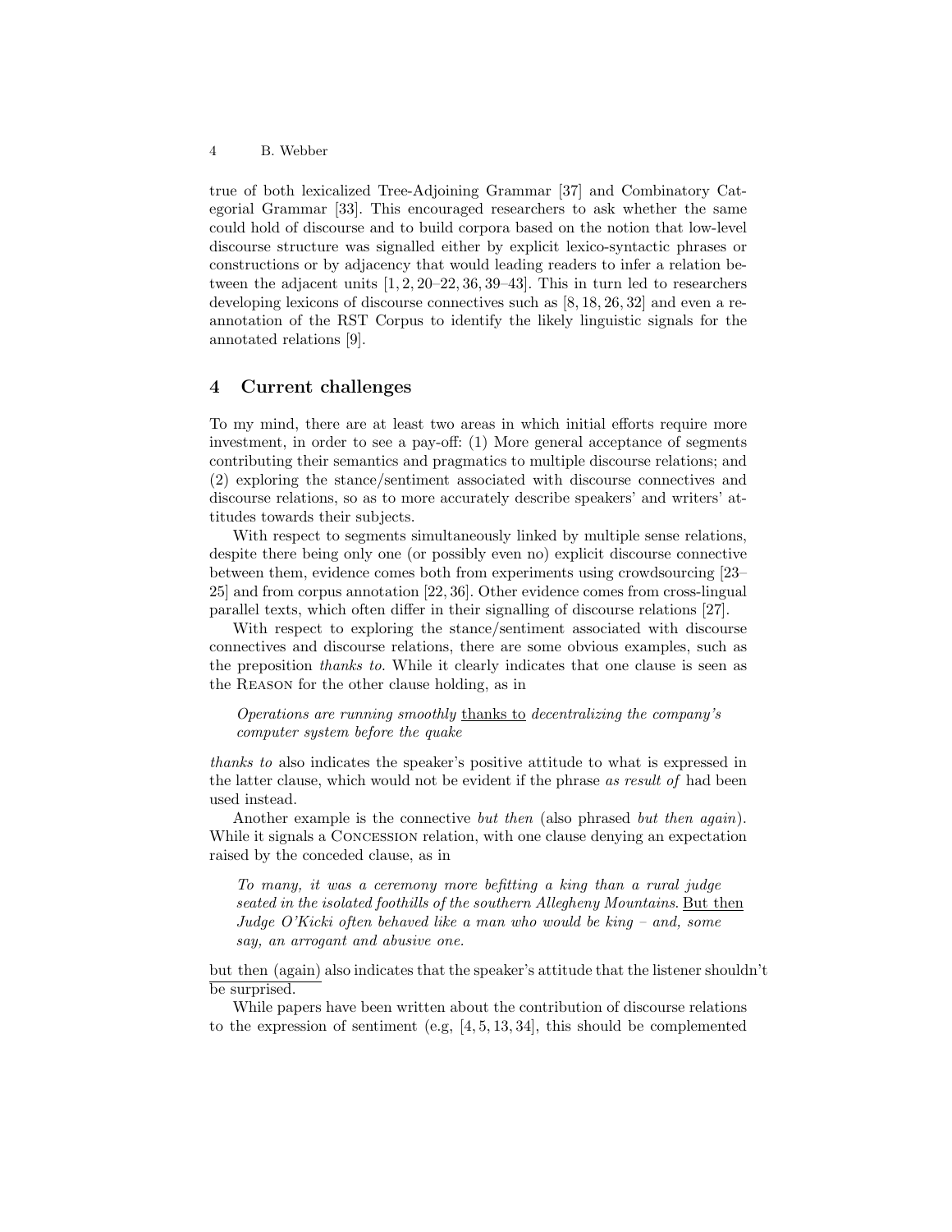true of both lexicalized Tree-Adjoining Grammar [37] and Combinatory Categorial Grammar [33]. This encouraged researchers to ask whether the same could hold of discourse and to build corpora based on the notion that low-level discourse structure was signalled either by explicit lexico-syntactic phrases or constructions or by adjacency that would leading readers to infer a relation between the adjacent units [1, 2, 20–22, 36, 39–43]. This in turn led to researchers developing lexicons of discourse connectives such as [8, 18, 26, 32] and even a re-annotation of the RST Corpus to identify the likely linguistic signals for the annotated relations [9].

## 4 Current challenges

To my mind, there are at least two areas in which initial efforts require more investment, in order to see a pay-off: (1) More general acceptance of segments contributing their semantics and pragmatics to multiple discourse relations; and (2) exploring the stance/sentiment associated with discourse connectives and discourse relations, so as to more accurately describe speakers' and writers' attitudes towards their subjects.

With respect to segments simultaneously linked by multiple sense relations, despite there being only one (or possibly even no) explicit discourse connective between them, evidence comes both from experiments using crowdsourcing [23–25] and from corpus annotation [22, 36]. Other evidence comes from cross-lingual parallel texts, which often differ in their signalling of discourse relations [27].

With respect to exploring the stance/sentiment associated with discourse connectives and discourse relations, there are some obvious examples, such as the preposition *thanks to*. While it clearly indicates that one clause is seen as the Reason for the other clause holding, as in

> *Operations are running smoothly* <u>thanks to</u> *decentralizing the company's computer system before the quake*

*thanks to* also indicates the speaker's positive attitude to what is expressed in the latter clause, which would not be evident if the phrase *as result of* had been used instead.

Another example is the connective *but then* (also phrased *but then again*). While it signals a Concession relation, with one clause denying an expectation raised by the conceded clause, as in

> *To many, it was a ceremony more befitting a king than a rural judge seated in the isolated foothills of the southern Allegheny Mountains.* <u>But then</u> *Judge O'Kicki often behaved like a man who would be king – and, some say, an arrogant and abusive one.*

<u>but then (again)</u> also indicates that the speaker's attitude that the listener shouldn't be surprised.

While papers have been written about the contribution of discourse relations to the expression of sentiment (e.g, [4, 5, 13, 34], this should be complemented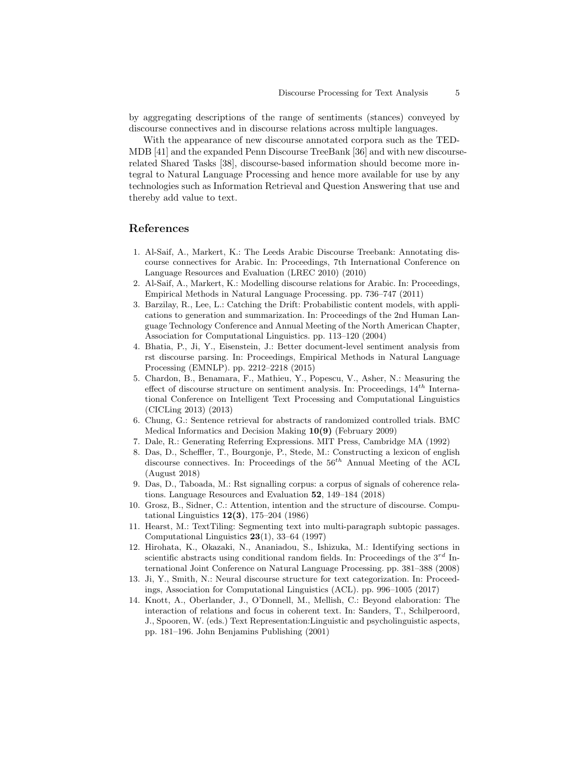by aggregating descriptions of the range of sentiments (stances) conveyed by discourse connectives and in discourse relations across multiple languages.

With the appearance of new discourse annotated corpora such as the TED-MDB [41] and the expanded Penn Discourse TreeBank [36] and with new discourse-related Shared Tasks [38], discourse-based information should become more integral to Natural Language Processing and hence more available for use by any technologies such as Information Retrieval and Question Answering that use and thereby add value to text.

## References

1. Al-Saif, A., Markert, K.: The Leeds Arabic Discourse Treebank: Annotating discourse connectives for Arabic. In: Proceedings, 7th International Conference on Language Resources and Evaluation (LREC 2010) (2010)
2. Al-Saif, A., Markert, K.: Modelling discourse relations for Arabic. In: Proceedings, Empirical Methods in Natural Language Processing. pp. 736–747 (2011)
3. Barzilay, R., Lee, L.: Catching the Drift: Probabilistic content models, with applications to generation and summarization. In: Proceedings of the 2nd Human Language Technology Conference and Annual Meeting of the North American Chapter, Association for Computational Linguistics. pp. 113–120 (2004)
4. Bhatia, P., Ji, Y., Eisenstein, J.: Better document-level sentiment analysis from rst discourse parsing. In: Proceedings, Empirical Methods in Natural Language Processing (EMNLP). pp. 2212–2218 (2015)
5. Chardon, B., Benamara, F., Mathieu, Y., Popescu, V., Asher, N.: Measuring the effect of discourse structure on sentiment analysis. In: Proceedings, $14^{th}$ International Conference on Intelligent Text Processing and Computational Linguistics (CICLing 2013) (2013)
6. Chung, G.: Sentence retrieval for abstracts of randomized controlled trials. BMC Medical Informatics and Decision Making **10(9)** (February 2009)
7. Dale, R.: Generating Referring Expressions. MIT Press, Cambridge MA (1992)
8. Das, D., Scheffler, T., Bourgonje, P., Stede, M.: Constructing a lexicon of english discourse connectives. In: Proceedings of the $56^{th}$ Annual Meeting of the ACL (August 2018)
9. Das, D., Taboada, M.: Rst signalling corpus: a corpus of signals of coherence relations. Language Resources and Evaluation **52**, 149–184 (2018)
10. Grosz, B., Sidner, C.: Attention, intention and the structure of discourse. Computational Linguistics **12(3)**, 175–204 (1986)
11. Hearst, M.: TextTiling: Segmenting text into multi-paragraph subtopic passages. Computational Linguistics **23**(1), 33–64 (1997)
12. Hirohata, K., Okazaki, N., Ananiadou, S., Ishizuka, M.: Identifying sections in scientific abstracts using conditional random fields. In: Proceedings of the $3^{rd}$ International Joint Conference on Natural Language Processing. pp. 381–388 (2008)
13. Ji, Y., Smith, N.: Neural discourse structure for text categorization. In: Proceedings, Association for Computational Linguistics (ACL). pp. 996–1005 (2017)
14. Knott, A., Oberlander, J., O'Donnell, M., Mellish, C.: Beyond elaboration: The interaction of relations and focus in coherent text. In: Sanders, T., Schilperoord, J., Spooren, W. (eds.) Text Representation:Linguistic and psycholinguistic aspects, pp. 181–196. John Benjamins Publishing (2001)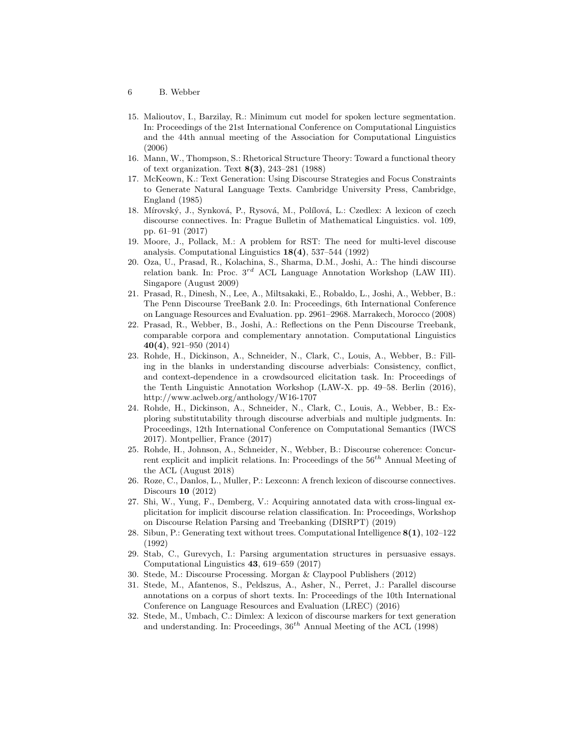15. Malioutov, I., Barzilay, R.: Minimum cut model for spoken lecture segmentation. In: Proceedings of the 21st International Conference on Computational Linguistics and the 44th annual meeting of the Association for Computational Linguistics (2006)
16. Mann, W., Thompson, S.: Rhetorical Structure Theory: Toward a functional theory of text organization. Text **8(3)**, 243–281 (1988)
17. McKeown, K.: Text Generation: Using Discourse Strategies and Focus Constraints to Generate Natural Language Texts. Cambridge University Press, Cambridge, England (1985)
18. Mírovský, J., Synková, P., Rysová, M., Polílová, L.: Czedlex: A lexicon of czech discourse connectives. In: Prague Bulletin of Mathematical Linguistics. vol. 109, pp. 61–91 (2017)
19. Moore, J., Pollack, M.: A problem for RST: The need for multi-level discouse analysis. Computational Linguistics **18(4)**, 537–544 (1992)
20. Oza, U., Prasad, R., Kolachina, S., Sharma, D.M., Joshi, A.: The hindi discourse relation bank. In: Proc. $3^{rd}$ ACL Language Annotation Workshop (LAW III). Singapore (August 2009)
21. Prasad, R., Dinesh, N., Lee, A., Miltsakaki, E., Robaldo, L., Joshi, A., Webber, B.: The Penn Discourse TreeBank 2.0. In: Proceedings, 6th International Conference on Language Resources and Evaluation. pp. 2961–2968. Marrakech, Morocco (2008)
22. Prasad, R., Webber, B., Joshi, A.: Reflections on the Penn Discourse Treebank, comparable corpora and complementary annotation. Computational Linguistics **40(4)**, 921–950 (2014)
23. Rohde, H., Dickinson, A., Schneider, N., Clark, C., Louis, A., Webber, B.: Filling in the blanks in understanding discourse adverbials: Consistency, conflict, and context-dependence in a crowdsourced elicitation task. In: Proceedings of the Tenth Linguistic Annotation Workshop (LAW-X. pp. 49–58. Berlin (2016), http://www.aclweb.org/anthology/W16-1707
24. Rohde, H., Dickinson, A., Schneider, N., Clark, C., Louis, A., Webber, B.: Exploring substitutability through discourse adverbials and multiple judgments. In: Proceedings, 12th International Conference on Computational Semantics (IWCS 2017). Montpellier, France (2017)
25. Rohde, H., Johnson, A., Schneider, N., Webber, B.: Discourse coherence: Concurrent explicit and implicit relations. In: Proceedings of the $56^{th}$ Annual Meeting of the ACL (August 2018)
26. Roze, C., Danlos, L., Muller, P.: Lexconn: A french lexicon of discourse connectives. Discours **10** (2012)
27. Shi, W., Yung, F., Demberg, V.: Acquiring annotated data with cross-lingual explicitation for implicit discourse relation classification. In: Proceedings, Workshop on Discourse Relation Parsing and Treebanking (DISRPT) (2019)
28. Sibun, P.: Generating text without trees. Computational Intelligence **8(1)**, 102–122 (1992)
29. Stab, C., Gurevych, I.: Parsing argumentation structures in persuasive essays. Computational Linguistics **43**, 619–659 (2017)
30. Stede, M.: Discourse Processing. Morgan & Claypool Publishers (2012)
31. Stede, M., Afantenos, S., Peldszus, A., Asher, N., Perret, J.: Parallel discourse annotations on a corpus of short texts. In: Proceedings of the 10th International Conference on Language Resources and Evaluation (LREC) (2016)
32. Stede, M., Umbach, C.: Dimlex: A lexicon of discourse markers for text generation and understanding. In: Proceedings, $36^{th}$ Annual Meeting of the ACL (1998)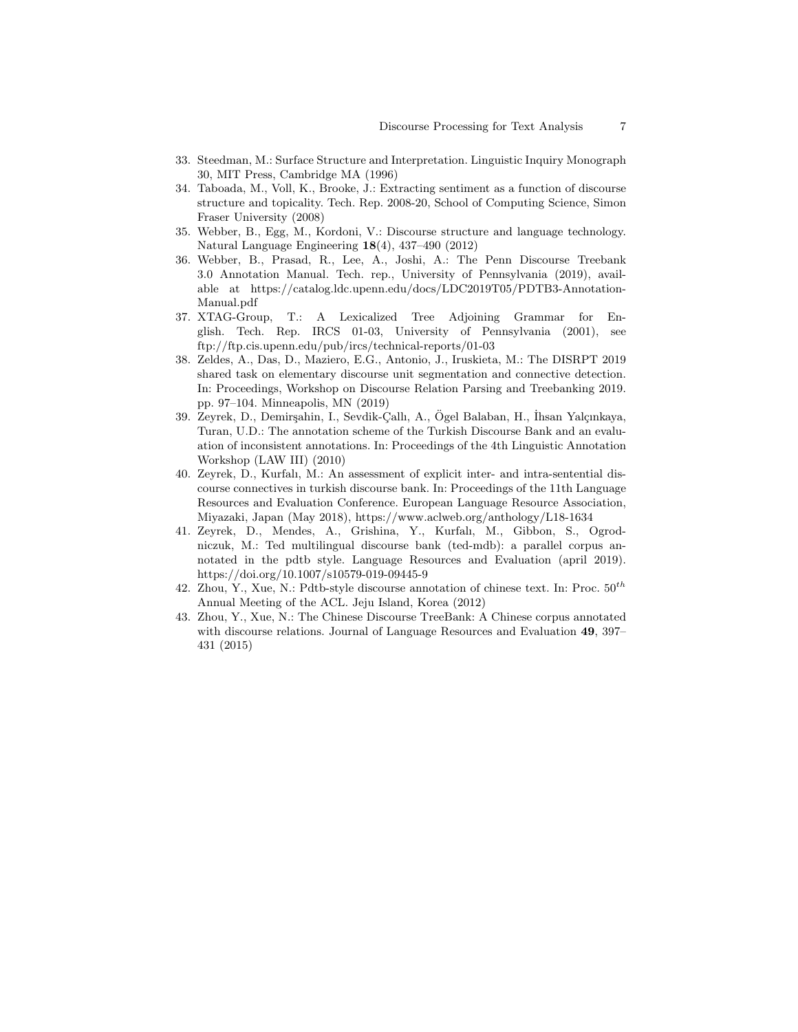33. Steedman, M.: Surface Structure and Interpretation. Linguistic Inquiry Monograph 30, MIT Press, Cambridge MA (1996)
34. Taboada, M., Voll, K., Brooke, J.: Extracting sentiment as a function of discourse structure and topicality. Tech. Rep. 2008-20, School of Computing Science, Simon Fraser University (2008)
35. Webber, B., Egg, M., Kordoni, V.: Discourse structure and language technology. Natural Language Engineering **18**(4), 437–490 (2012)
36. Webber, B., Prasad, R., Lee, A., Joshi, A.: The Penn Discourse Treebank 3.0 Annotation Manual. Tech. rep., University of Pennsylvania (2019), available at https://catalog.ldc.upenn.edu/docs/LDC2019T05/PDTB3-Annotation-Manual.pdf
37. XTAG-Group, T.: A Lexicalized Tree Adjoining Grammar for English. Tech. Rep. IRCS 01-03, University of Pennsylvania (2001), see ftp://ftp.cis.upenn.edu/pub/ircs/technical-reports/01-03
38. Zeldes, A., Das, D., Maziero, E.G., Antonio, J., Iruskieta, M.: The DISRPT 2019 shared task on elementary discourse unit segmentation and connective detection. In: Proceedings, Workshop on Discourse Relation Parsing and Treebanking 2019. pp. 97–104. Minneapolis, MN (2019)
39. Zeyrek, D., Demirşahin, I., Sevdik-Çallı, A., Ögel Balaban, H., İhsan Yalçınkaya, Turan, U.D.: The annotation scheme of the Turkish Discourse Bank and an evaluation of inconsistent annotations. In: Proceedings of the 4th Linguistic Annotation Workshop (LAW III) (2010)
40. Zeyrek, D., Kurfalı, M.: An assessment of explicit inter- and intra-sentential discourse connectives in turkish discourse bank. In: Proceedings of the 11th Language Resources and Evaluation Conference. European Language Resource Association, Miyazaki, Japan (May 2018), https://www.aclweb.org/anthology/L18-1634
41. Zeyrek, D., Mendes, A., Grishina, Y., Kurfalı, M., Gibbon, S., Ogrodniczuk, M.: Ted multilingual discourse bank (ted-mdb): a parallel corpus annotated in the pdtb style. Language Resources and Evaluation (april 2019). https://doi.org/10.1007/s10579-019-09445-9
42. Zhou, Y., Xue, N.: Pdtb-style discourse annotation of chinese text. In: Proc. $50^{th}$ Annual Meeting of the ACL. Jeju Island, Korea (2012)
43. Zhou, Y., Xue, N.: The Chinese Discourse TreeBank: A Chinese corpus annotated with discourse relations. Journal of Language Resources and Evaluation **49**, 397–431 (2015)